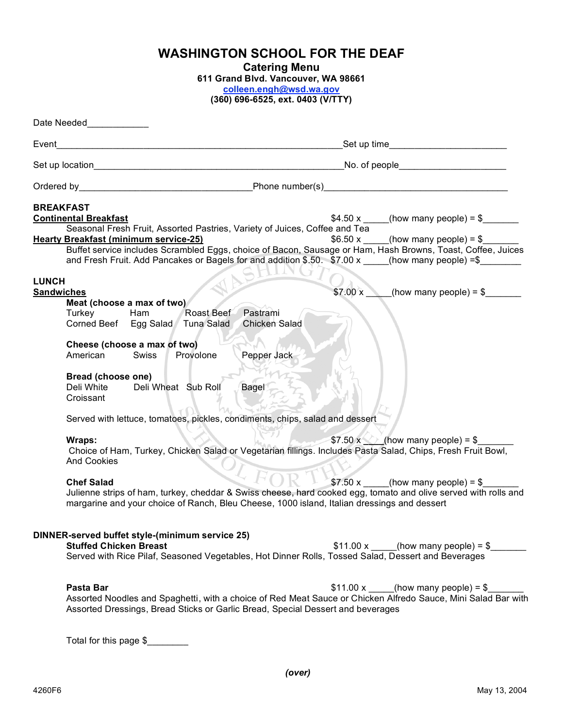# WASHINGTON SCHOOL FOR THE DEAF

**Catering Menu**
**611 Grand Blvd. Vancouver, WA 98661**
**colleen.engh@wsd.wa.gov**
**(360) 696-6525, ext. 0403 (V/TTY)**

Date Needed____________

Event___________________________________________________________Set up time_______________________

Set up location_____________________________________________________No. of people_____________________

Ordered by_________________________________Phone number(s)_____________________________________

**BREAKFAST**

**Continental Breakfast** $4.50 x _____(how many people) = $_______

Seasonal Fresh Fruit, Assorted Pastries, Variety of Juices, Coffee and Tea

**Hearty Breakfast (minimum service-25)** $6.50 x _____(how many people) = $_______

Buffet service includes Scrambled Eggs, choice of Bacon, Sausage or Ham, Hash Browns, Toast, Coffee, Juices and Fresh Fruit. Add Pancakes or Bagels for and addition $.50. $7.00 x _____(how many people) =$________

**LUNCH**

**Sandwiches** $7.00 x _____(how many people) = $_______

**Meat (choose a max of two)**
Turkey Ham Roast Beef Pastrami
Corned Beef Egg Salad Tuna Salad Chicken Salad

**Cheese (choose a max of two)**
American Swiss Provolone Pepper Jack

**Bread (choose one)**
Deli White Deli Wheat Sub Roll Bagel
Croissant

Served with lettuce, tomatoes, pickles, condiments, chips, salad and dessert

**Wraps:** $7.50 x ____(how many people) = $_______

Choice of Ham, Turkey, Chicken Salad or Vegetarian fillings. Includes Pasta Salad, Chips, Fresh Fruit Bowl, And Cookies

**Chef Salad** $7.50 x _____(how many people) = $_______

Julienne strips of ham, turkey, cheddar & Swiss cheese, hard cooked egg, tomato and olive served with rolls and margarine and your choice of Ranch, Bleu Cheese, 1000 island, Italian dressings and dessert

**DINNER-served buffet style-(minimum service 25)**

**Stuffed Chicken Breast** $11.00 x _____(how many people) = $_______

Served with Rice Pilaf, Seasoned Vegetables, Hot Dinner Rolls, Tossed Salad, Dessert and Beverages

**Pasta Bar** $11.00 x _____(how many people) = $_______

Assorted Noodles and Spaghetti, with a choice of Red Meat Sauce or Chicken Alfredo Sauce, Mini Salad Bar with Assorted Dressings, Bread Sticks or Garlic Bread, Special Dessert and beverages

Total for this page $________

*(over)*

4260F6 May 13, 2004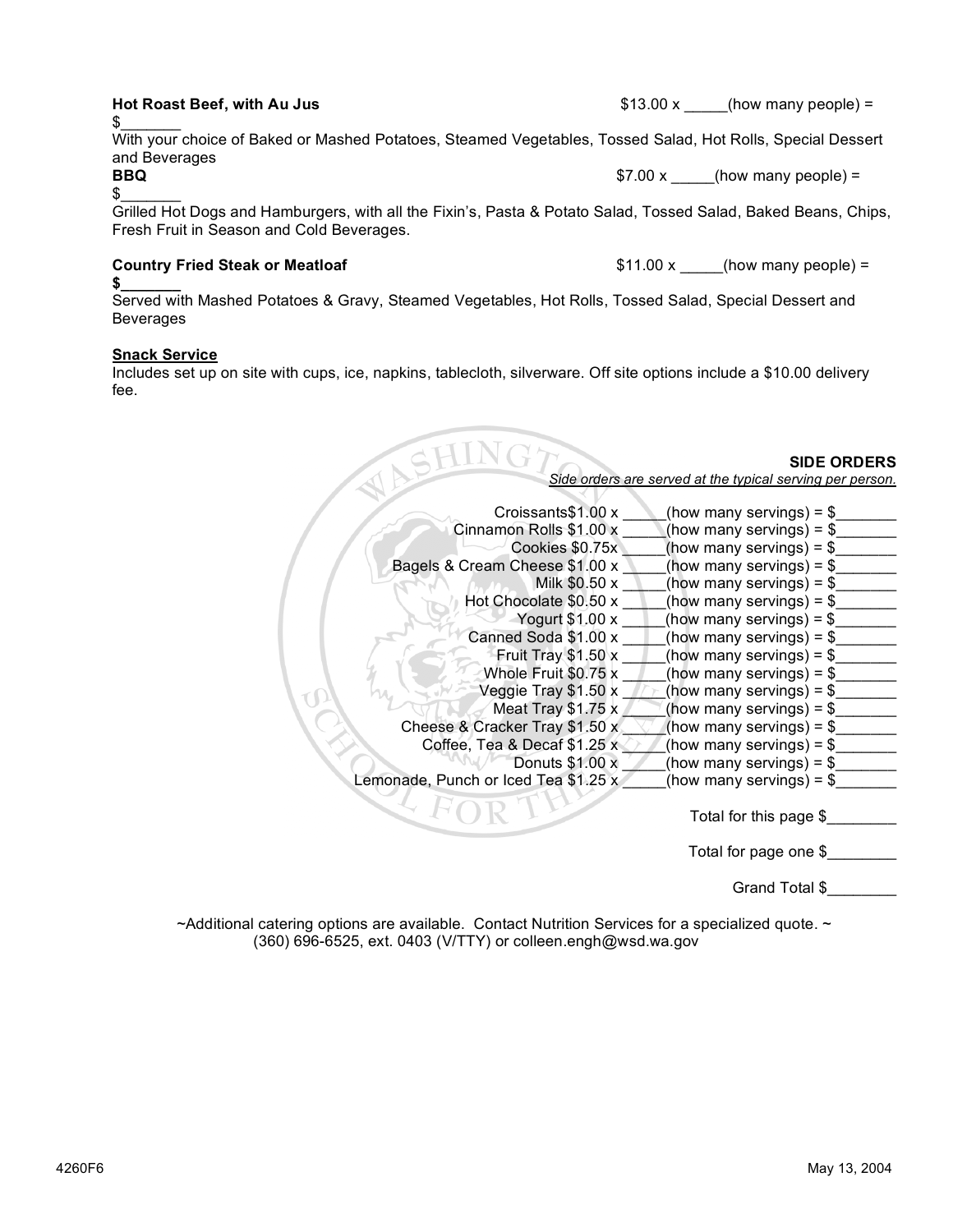**Hot Roast Beef, with Au Jus** $13.00 x _____(how many people) = $_______

With your choice of Baked or Mashed Potatoes, Steamed Vegetables, Tossed Salad, Hot Rolls, Special Dessert and Beverages

**BBQ** $7.00 x _____(how many people) = $_______

Grilled Hot Dogs and Hamburgers, with all the Fixin's, Pasta & Potato Salad, Tossed Salad, Baked Beans, Chips, Fresh Fruit in Season and Cold Beverages.

**Country Fried Steak or Meatloaf** $11.00 x _____(how many people) = **$_______**

Served with Mashed Potatoes & Gravy, Steamed Vegetables, Hot Rolls, Tossed Salad, Special Dessert and Beverages

**Snack Service**

Includes set up on site with cups, ice, napkins, tablecloth, silverware. Off site options include a $10.00 delivery fee.

**SIDE ORDERS**

*Side orders are served at the typical serving per person.*

Croissants$1.00 x _____(how many servings) = $_______
Cinnamon Rolls $1.00 x _____(how many servings) = $_______
Cookies $0.75x _____(how many servings) = $_______
Bagels & Cream Cheese $1.00 x _____(how many servings) = $_______
Milk $0.50 x _____(how many servings) = $_______
Hot Chocolate $0.50 x _____(how many servings) = $_______
Yogurt $1.00 x _____(how many servings) = $_______
Canned Soda $1.00 x _____(how many servings) = $_______
Fruit Tray $1.50 x _____(how many servings) = $_______
Whole Fruit $0.75 x _____(how many servings) = $_______
Veggie Tray $1.50 x _____(how many servings) = $_______
Meat Tray $1.75 x _____(how many servings) = $_______
Cheese & Cracker Tray $1.50 x _____(how many servings) = $_______
Coffee, Tea & Decaf $1.25 x _____(how many servings) = $_______
Donuts $1.00 x _____(how many servings) = $_______
Lemonade, Punch or Iced Tea $1.25 x _____(how many servings) = $_______

Total for this page $________

Total for page one $________

Grand Total $________

~Additional catering options are available. Contact Nutrition Services for a specialized quote. ~
(360) 696-6525, ext. 0403 (V/TTY) or colleen.engh@wsd.wa.gov

4260F6 May 13, 2004